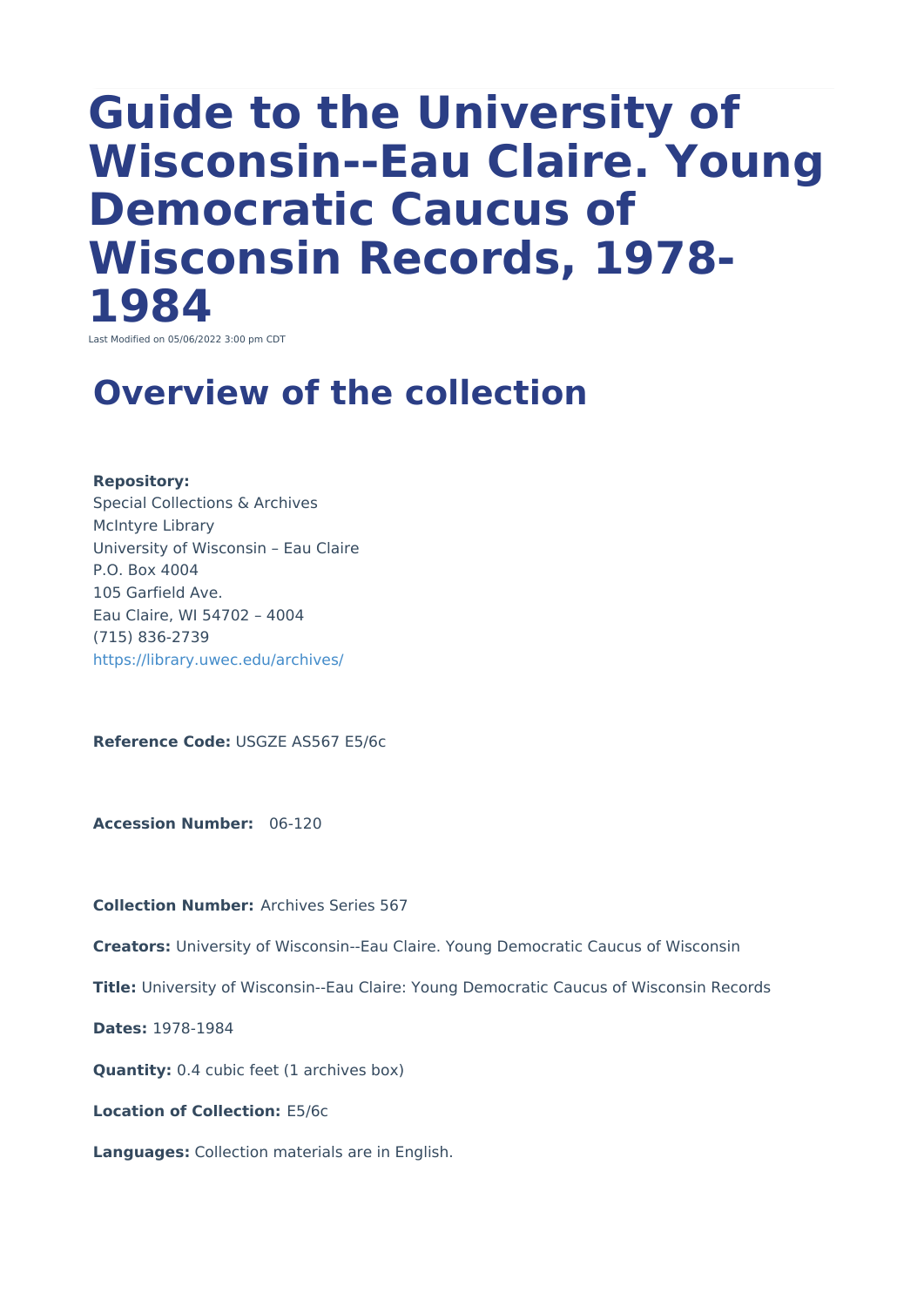# Guide to the University of Wisconsin--Eau Claire. Young Democratic Caucus of Wisconsin Records, 1978-1984

Last Modified on 05/06/2022 3:00 pm CDT

## Overview of the collection

**Repository:**
Special Collections & Archives
McIntyre Library
University of Wisconsin – Eau Claire
P.O. Box 4004
105 Garfield Ave.
Eau Claire, WI 54702 – 4004
(715) 836-2739
https://library.uwec.edu/archives/

**Reference Code:** USGZE AS567 E5/6c

**Accession Number:** 06-120

**Collection Number:** Archives Series 567

**Creators:** University of Wisconsin--Eau Claire. Young Democratic Caucus of Wisconsin

**Title:** University of Wisconsin--Eau Claire: Young Democratic Caucus of Wisconsin Records

**Dates:** 1978-1984

**Quantity:** 0.4 cubic feet (1 archives box)

**Location of Collection:** E5/6c

**Languages:** Collection materials are in English.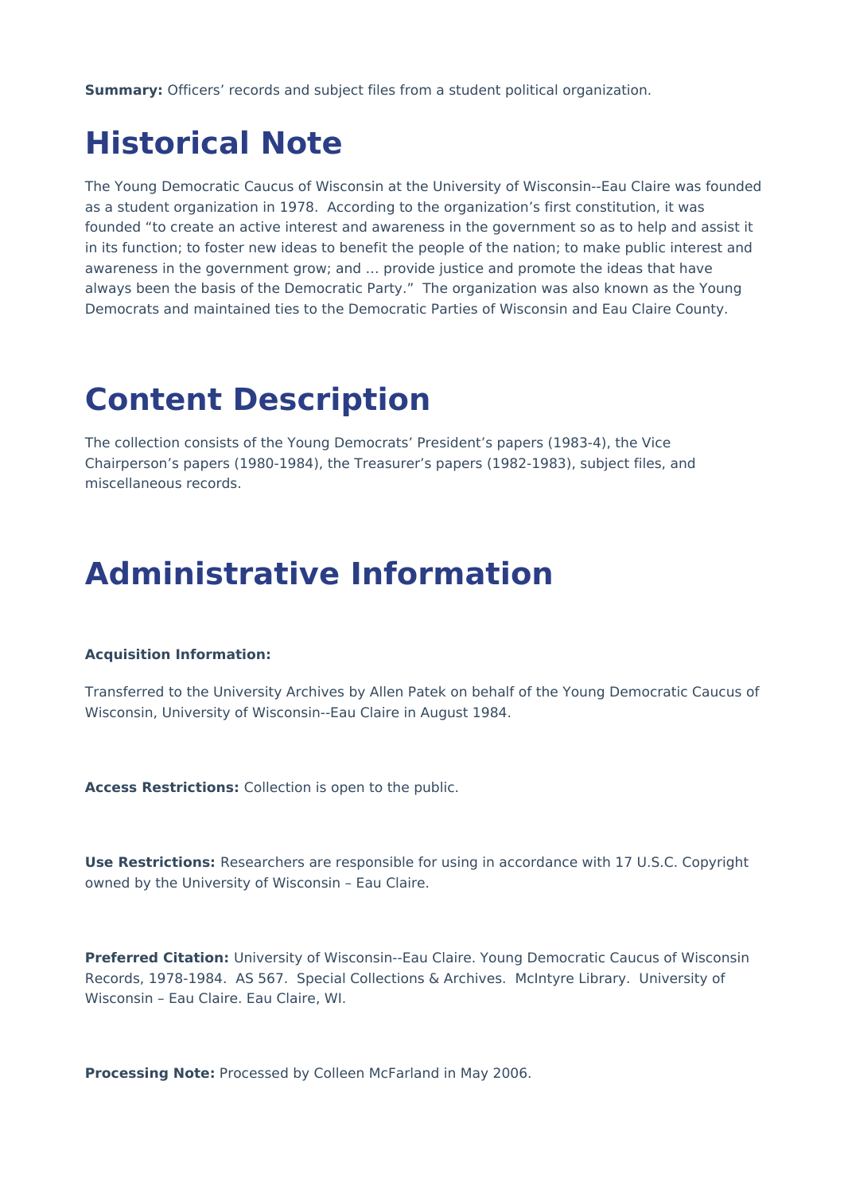**Summary:** Officers' records and subject files from a student political organization.

# Historical Note

The Young Democratic Caucus of Wisconsin at the University of Wisconsin--Eau Claire was founded as a student organization in 1978. According to the organization's first constitution, it was founded "to create an active interest and awareness in the government so as to help and assist it in its function; to foster new ideas to benefit the people of the nation; to make public interest and awareness in the government grow; and … provide justice and promote the ideas that have always been the basis of the Democratic Party." The organization was also known as the Young Democrats and maintained ties to the Democratic Parties of Wisconsin and Eau Claire County.

# Content Description

The collection consists of the Young Democrats' President's papers (1983-4), the Vice Chairperson's papers (1980-1984), the Treasurer's papers (1982-1983), subject files, and miscellaneous records.

# Administrative Information

**Acquisition Information:**

Transferred to the University Archives by Allen Patek on behalf of the Young Democratic Caucus of Wisconsin, University of Wisconsin--Eau Claire in August 1984.

**Access Restrictions:** Collection is open to the public.

**Use Restrictions:** Researchers are responsible for using in accordance with 17 U.S.C. Copyright owned by the University of Wisconsin – Eau Claire.

**Preferred Citation:** University of Wisconsin--Eau Claire. Young Democratic Caucus of Wisconsin Records, 1978-1984. AS 567. Special Collections & Archives. McIntyre Library. University of Wisconsin – Eau Claire. Eau Claire, WI.

**Processing Note:** Processed by Colleen McFarland in May 2006.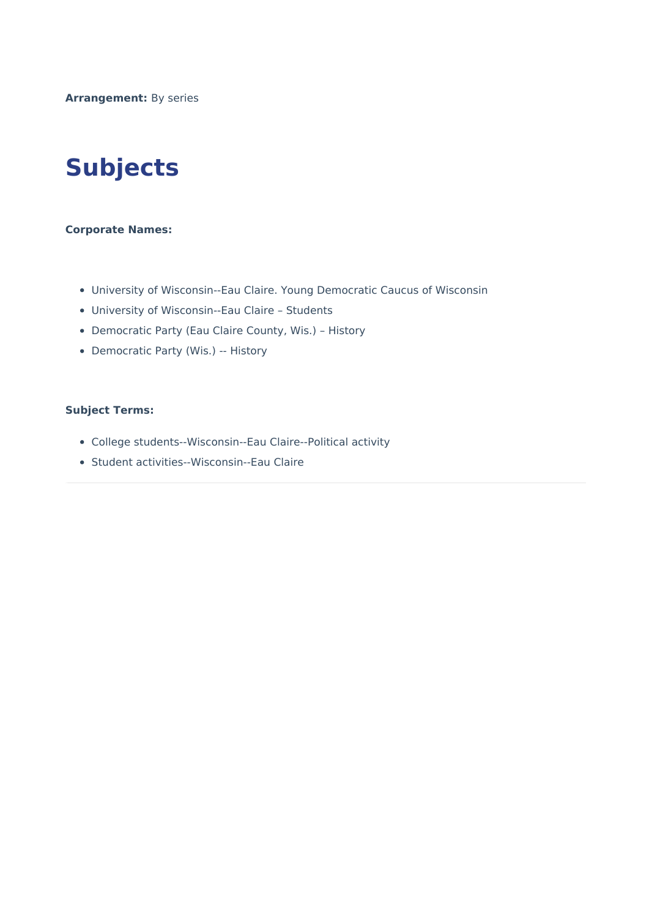**Arrangement:** By series

# Subjects

**Corporate Names:**

- University of Wisconsin--Eau Claire. Young Democratic Caucus of Wisconsin
- University of Wisconsin--Eau Claire – Students
- Democratic Party (Eau Claire County, Wis.) – History
- Democratic Party (Wis.) -- History

**Subject Terms:**

- College students--Wisconsin--Eau Claire--Political activity
- Student activities--Wisconsin--Eau Claire